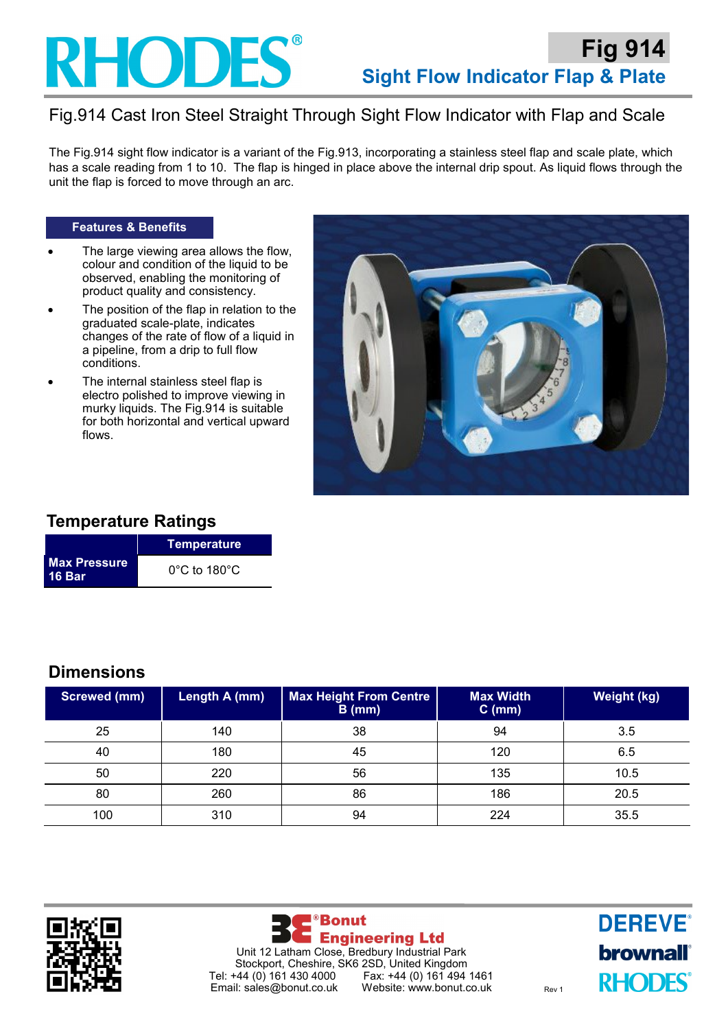# RHODES®

## Fig 914

## Sight Flow Indicator Flap & Plate

### Fig.914 Cast Iron Steel Straight Through Sight Flow Indicator with Flap and Scale

The Fig.914 sight flow indicator is a variant of the Fig.913, incorporating a stainless steel flap and scale plate, which has a scale reading from 1 to 10. The flap is hinged in place above the internal drip spout. As liquid flows through the unit the flap is forced to move through an arc.

**Features & Benefits**

- The large viewing area allows the flow, colour and condition of the liquid to be observed, enabling the monitoring of product quality and consistency.
- The position of the flap in relation to the graduated scale-plate, indicates changes of the rate of flow of a liquid in a pipeline, from a drip to full flow conditions.
- The internal stainless steel flap is electro polished to improve viewing in murky liquids. The Fig.914 is suitable for both horizontal and vertical upward flows.

## Temperature Ratings

| | Temperature |
|---|---|
| **Max Pressure 16 Bar** | 0°C to 180°C |

## Dimensions

| Screwed (mm) | Length A (mm) | Max Height From Centre B (mm) | Max Width C (mm) | Weight (kg) |
|---|---|---|---|---|
| 25 | 140 | 38 | 94 | 3.5 |
| 40 | 180 | 45 | 120 | 6.5 |
| 50 | 220 | 56 | 135 | 10.5 |
| 80 | 260 | 86 | 186 | 20.5 |
| 100 | 310 | 94 | 224 | 35.5 |

**Bonut Engineering Ltd**
Unit 12 Latham Close, Bredbury Industrial Park
Stockport, Cheshire, SK6 2SD, United Kingdom
Tel: +44 (0) 161 430 4000 Fax: +44 (0) 161 494 1461
Email: sales@bonut.co.uk Website: www.bonut.co.uk

Rev 1

DEREVE® brownall® RHODES®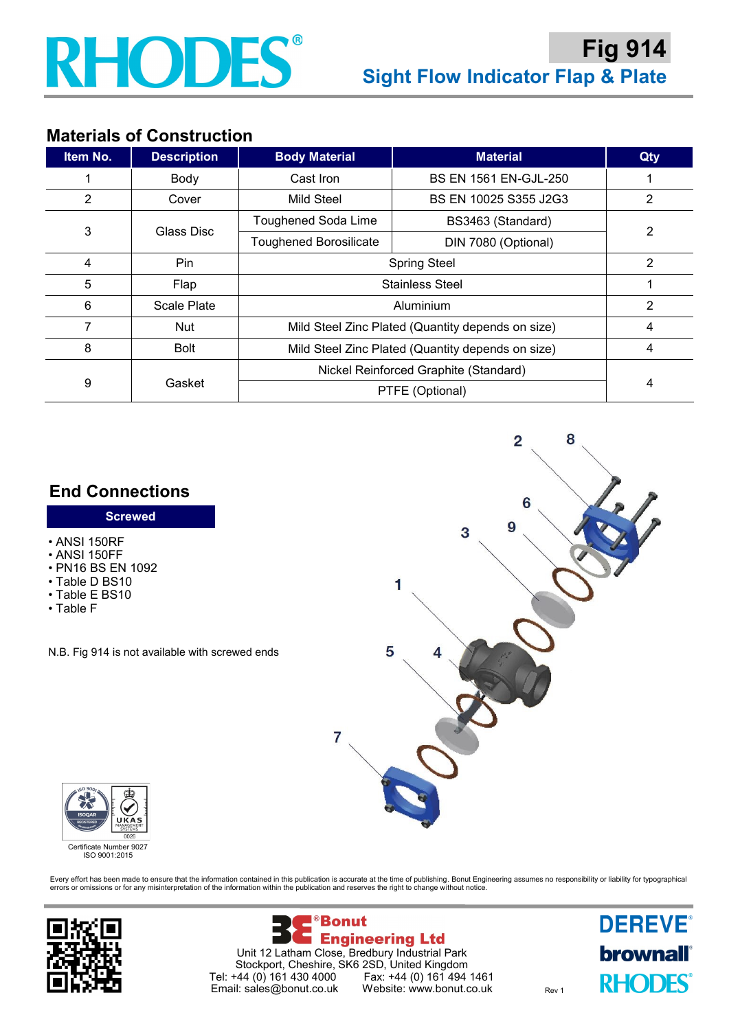# RHODES

## Fig 914

## Sight Flow Indicator Flap & Plate

## Materials of Construction

| Item No. | Description | Body Material | Material | Qty |
|---|---|---|---|---|
| 1 | Body | Cast Iron | BS EN 1561 EN-GJL-250 | 1 |
| 2 | Cover | Mild Steel | BS EN 10025 S355 J2G3 | 2 |
| 3 | Glass Disc | Toughened Soda Lime | BS3463 (Standard) | 2 |
| | | Toughened Borosilicate | DIN 7080 (Optional) | |
| 4 | Pin | Spring Steel | | 2 |
| 5 | Flap | Stainless Steel | | 1 |
| 6 | Scale Plate | Aluminium | | 2 |
| 7 | Nut | Mild Steel Zinc Plated (Quantity depends on size) | | 4 |
| 8 | Bolt | Mild Steel Zinc Plated (Quantity depends on size) | | 4 |
| 9 | Gasket | Nickel Reinforced Graphite (Standard) | | 4 |
| | | PTFE (Optional) | | |

## End Connections

**Screwed**

- ANSI 150RF
- ANSI 150FF
- PN16 BS EN 1092
- Table D BS10
- Table E BS10
- Table F

N.B. Fig 914 is not available with screwed ends

2 8 6 3 9 1 5 4 7

Certificate Number 9027
ISO 9001:2015

Every effort has been made to ensure that the information contained in this publication is accurate at the time of publishing. Bonut Engineering assumes no responsibility or liability for typographical errors or omissions or for any misinterpretation of the information within the publication and reserves the right to change without notice.

**Bonut Engineering Ltd**
Unit 12 Latham Close, Bredbury Industrial Park
Stockport, Cheshire, SK6 2SD, United Kingdom
Tel: +44 (0) 161 430 4000 Fax: +44 (0) 161 494 1461
Email: sales@bonut.co.uk Website: www.bonut.co.uk

Rev 1

DEREVE brownall RHODES